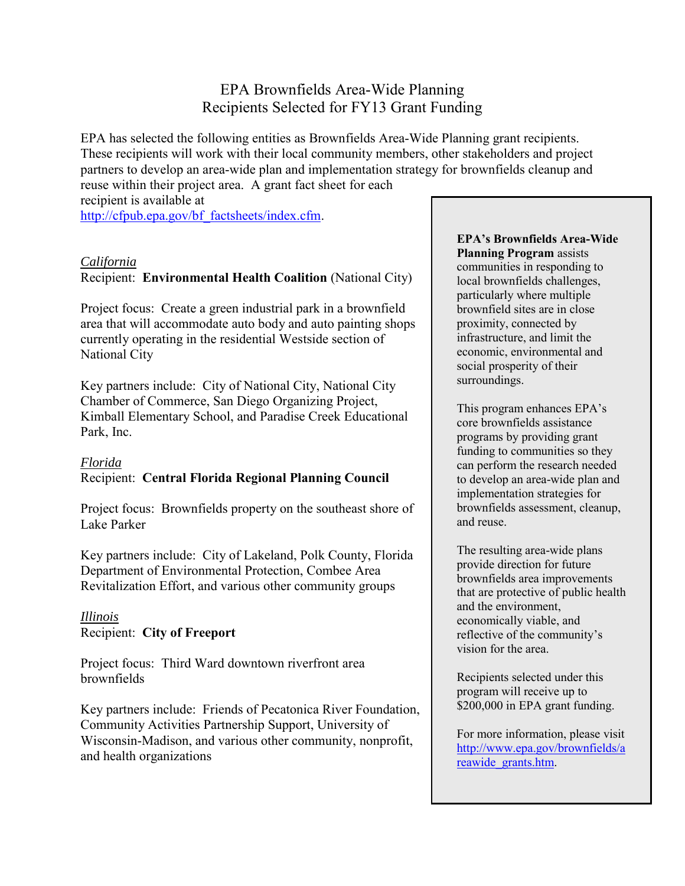# EPA Brownfields Area-Wide Planning Recipients Selected for FY13 Grant Funding

EPA has selected the following entities as Brownfields Area-Wide Planning grant recipients. These recipients will work with their local community members, other stakeholders and project partners to develop an area-wide plan and implementation strategy for brownfields cleanup and reuse within their project area. A grant fact sheet for each recipient is available at http://cfpub.epa.gov/bf_factsheets/index.cfm.

*California*
Recipient: **Environmental Health Coalition** (National City)

Project focus: Create a green industrial park in a brownfield area that will accommodate auto body and auto painting shops currently operating in the residential Westside section of National City

Key partners include: City of National City, National City Chamber of Commerce, San Diego Organizing Project, Kimball Elementary School, and Paradise Creek Educational Park, Inc.

*Florida*
Recipient: **Central Florida Regional Planning Council**

Project focus: Brownfields property on the southeast shore of Lake Parker

Key partners include: City of Lakeland, Polk County, Florida Department of Environmental Protection, Combee Area Revitalization Effort, and various other community groups

*Illinois*
Recipient: **City of Freeport**

Project focus: Third Ward downtown riverfront area brownfields

Key partners include: Friends of Pecatonica River Foundation, Community Activities Partnership Support, University of Wisconsin-Madison, and various other community, nonprofit, and health organizations

---

**EPA's Brownfields Area-Wide Planning Program** assists communities in responding to local brownfields challenges, particularly where multiple brownfield sites are in close proximity, connected by infrastructure, and limit the economic, environmental and social prosperity of their surroundings.

This program enhances EPA's core brownfields assistance programs by providing grant funding to communities so they can perform the research needed to develop an area-wide plan and implementation strategies for brownfields assessment, cleanup, and reuse.

The resulting area-wide plans provide direction for future brownfields area improvements that are protective of public health and the environment, economically viable, and reflective of the community's vision for the area.

Recipients selected under this program will receive up to $200,000 in EPA grant funding.

For more information, please visit http://www.epa.gov/brownfields/areawide_grants.htm.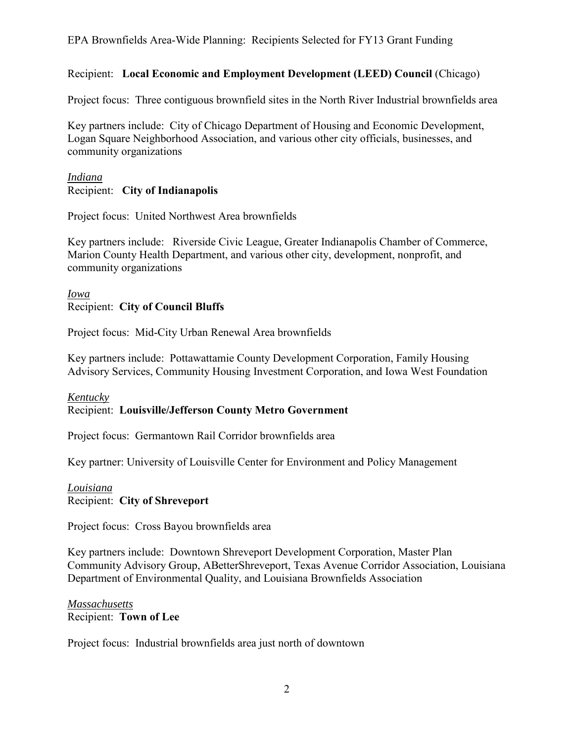Recipient: **Local Economic and Employment Development (LEED) Council** (Chicago)

Project focus: Three contiguous brownfield sites in the North River Industrial brownfields area

Key partners include: City of Chicago Department of Housing and Economic Development, Logan Square Neighborhood Association, and various other city officials, businesses, and community organizations

*Indiana*

Recipient: **City of Indianapolis**

Project focus: United Northwest Area brownfields

Key partners include: Riverside Civic League, Greater Indianapolis Chamber of Commerce, Marion County Health Department, and various other city, development, nonprofit, and community organizations

*Iowa*

Recipient: **City of Council Bluffs**

Project focus: Mid-City Urban Renewal Area brownfields

Key partners include: Pottawattamie County Development Corporation, Family Housing Advisory Services, Community Housing Investment Corporation, and Iowa West Foundation

*Kentucky*

Recipient: **Louisville/Jefferson County Metro Government**

Project focus: Germantown Rail Corridor brownfields area

Key partner: University of Louisville Center for Environment and Policy Management

*Louisiana*

Recipient: **City of Shreveport**

Project focus: Cross Bayou brownfields area

Key partners include: Downtown Shreveport Development Corporation, Master Plan Community Advisory Group, ABetterShreveport, Texas Avenue Corridor Association, Louisiana Department of Environmental Quality, and Louisiana Brownfields Association

*Massachusetts*

Recipient: **Town of Lee**

Project focus: Industrial brownfields area just north of downtown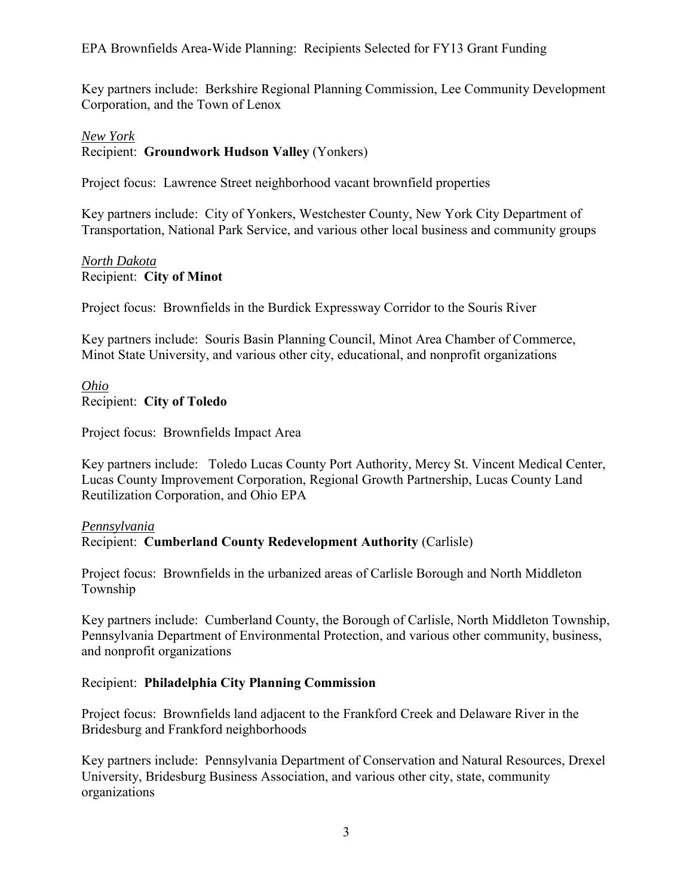Key partners include: Berkshire Regional Planning Commission, Lee Community Development Corporation, and the Town of Lenox

*New York*
Recipient: **Groundwork Hudson Valley** (Yonkers)

Project focus: Lawrence Street neighborhood vacant brownfield properties

Key partners include: City of Yonkers, Westchester County, New York City Department of Transportation, National Park Service, and various other local business and community groups

*North Dakota*
Recipient: **City of Minot**

Project focus: Brownfields in the Burdick Expressway Corridor to the Souris River

Key partners include: Souris Basin Planning Council, Minot Area Chamber of Commerce, Minot State University, and various other city, educational, and nonprofit organizations

*Ohio*
Recipient: **City of Toledo**

Project focus: Brownfields Impact Area

Key partners include: Toledo Lucas County Port Authority, Mercy St. Vincent Medical Center, Lucas County Improvement Corporation, Regional Growth Partnership, Lucas County Land Reutilization Corporation, and Ohio EPA

*Pennsylvania*
Recipient: **Cumberland County Redevelopment Authority** (Carlisle)

Project focus: Brownfields in the urbanized areas of Carlisle Borough and North Middleton Township

Key partners include: Cumberland County, the Borough of Carlisle, North Middleton Township, Pennsylvania Department of Environmental Protection, and various other community, business, and nonprofit organizations

Recipient: **Philadelphia City Planning Commission**

Project focus: Brownfields land adjacent to the Frankford Creek and Delaware River in the Bridesburg and Frankford neighborhoods

Key partners include: Pennsylvania Department of Conservation and Natural Resources, Drexel University, Bridesburg Business Association, and various other city, state, community organizations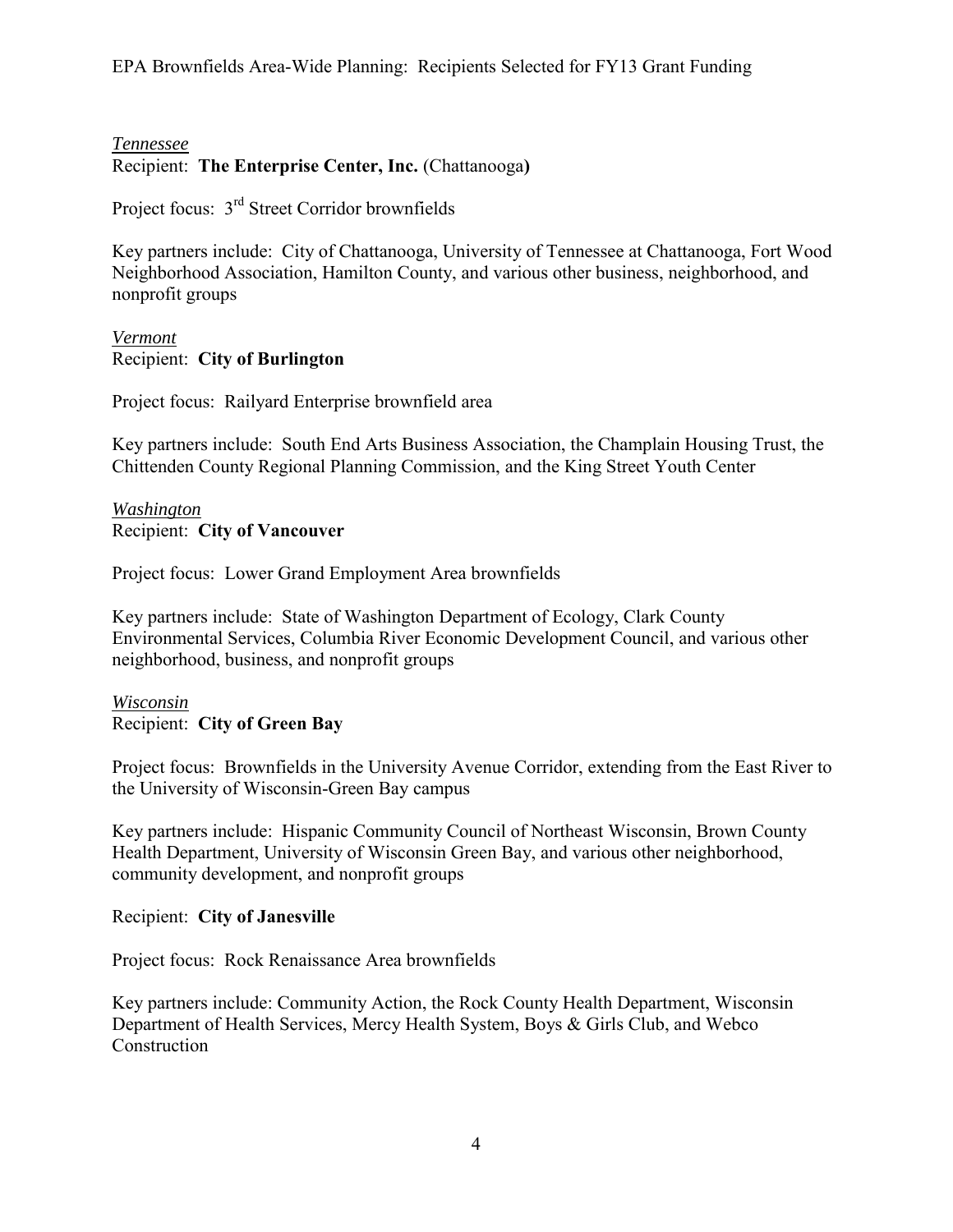*Tennessee*

Recipient: **The Enterprise Center, Inc.** (Chattanooga**)**

Project focus: 3rd Street Corridor brownfields

Key partners include: City of Chattanooga, University of Tennessee at Chattanooga, Fort Wood Neighborhood Association, Hamilton County, and various other business, neighborhood, and nonprofit groups

*Vermont*

Recipient: **City of Burlington**

Project focus: Railyard Enterprise brownfield area

Key partners include: South End Arts Business Association, the Champlain Housing Trust, the Chittenden County Regional Planning Commission, and the King Street Youth Center

*Washington*

Recipient: **City of Vancouver**

Project focus: Lower Grand Employment Area brownfields

Key partners include: State of Washington Department of Ecology, Clark County Environmental Services, Columbia River Economic Development Council, and various other neighborhood, business, and nonprofit groups

*Wisconsin*

Recipient: **City of Green Bay**

Project focus: Brownfields in the University Avenue Corridor, extending from the East River to the University of Wisconsin-Green Bay campus

Key partners include: Hispanic Community Council of Northeast Wisconsin, Brown County Health Department, University of Wisconsin Green Bay, and various other neighborhood, community development, and nonprofit groups

Recipient: **City of Janesville**

Project focus: Rock Renaissance Area brownfields

Key partners include: Community Action, the Rock County Health Department, Wisconsin Department of Health Services, Mercy Health System, Boys & Girls Club, and Webco Construction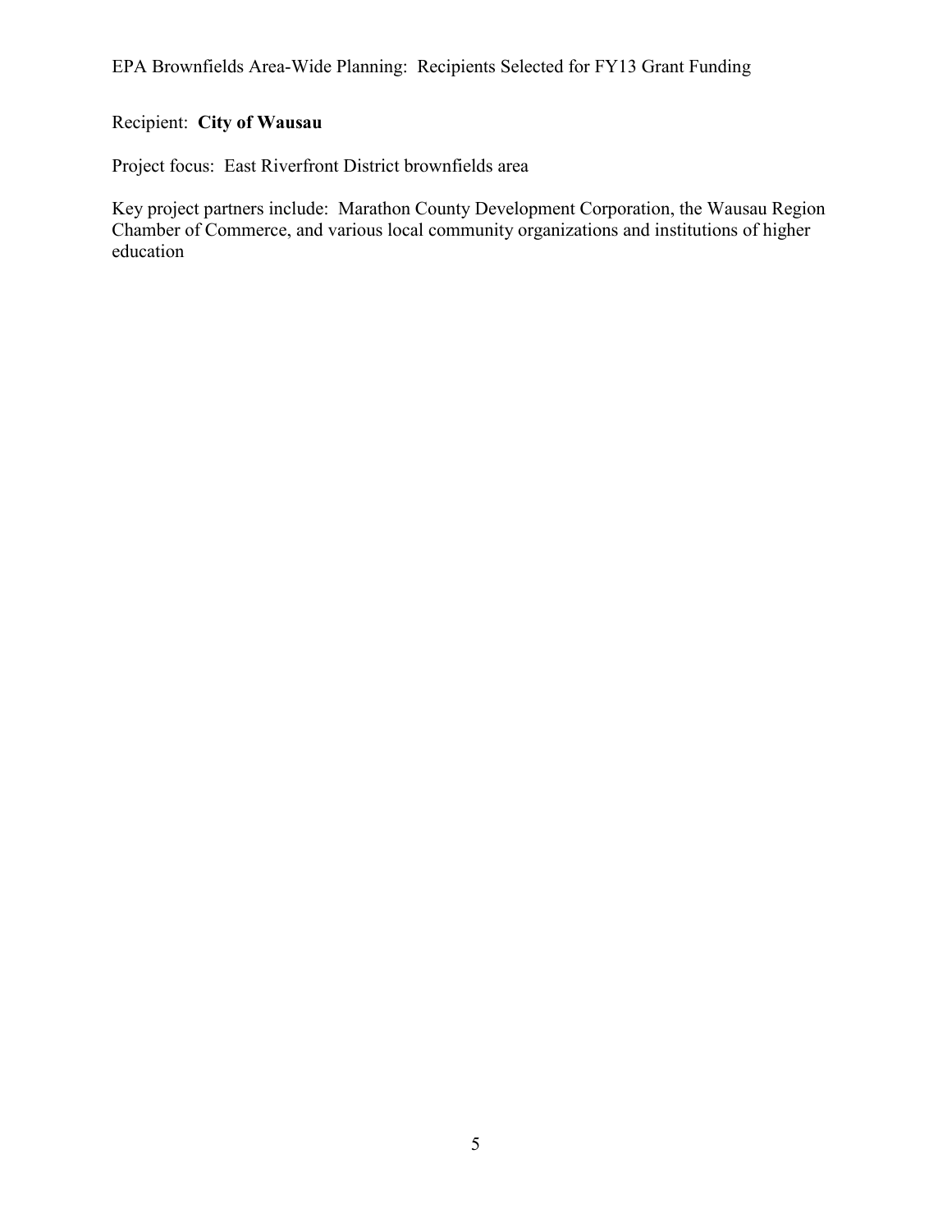Recipient: **City of Wausau**

Project focus: East Riverfront District brownfields area

Key project partners include: Marathon County Development Corporation, the Wausau Region Chamber of Commerce, and various local community organizations and institutions of higher education